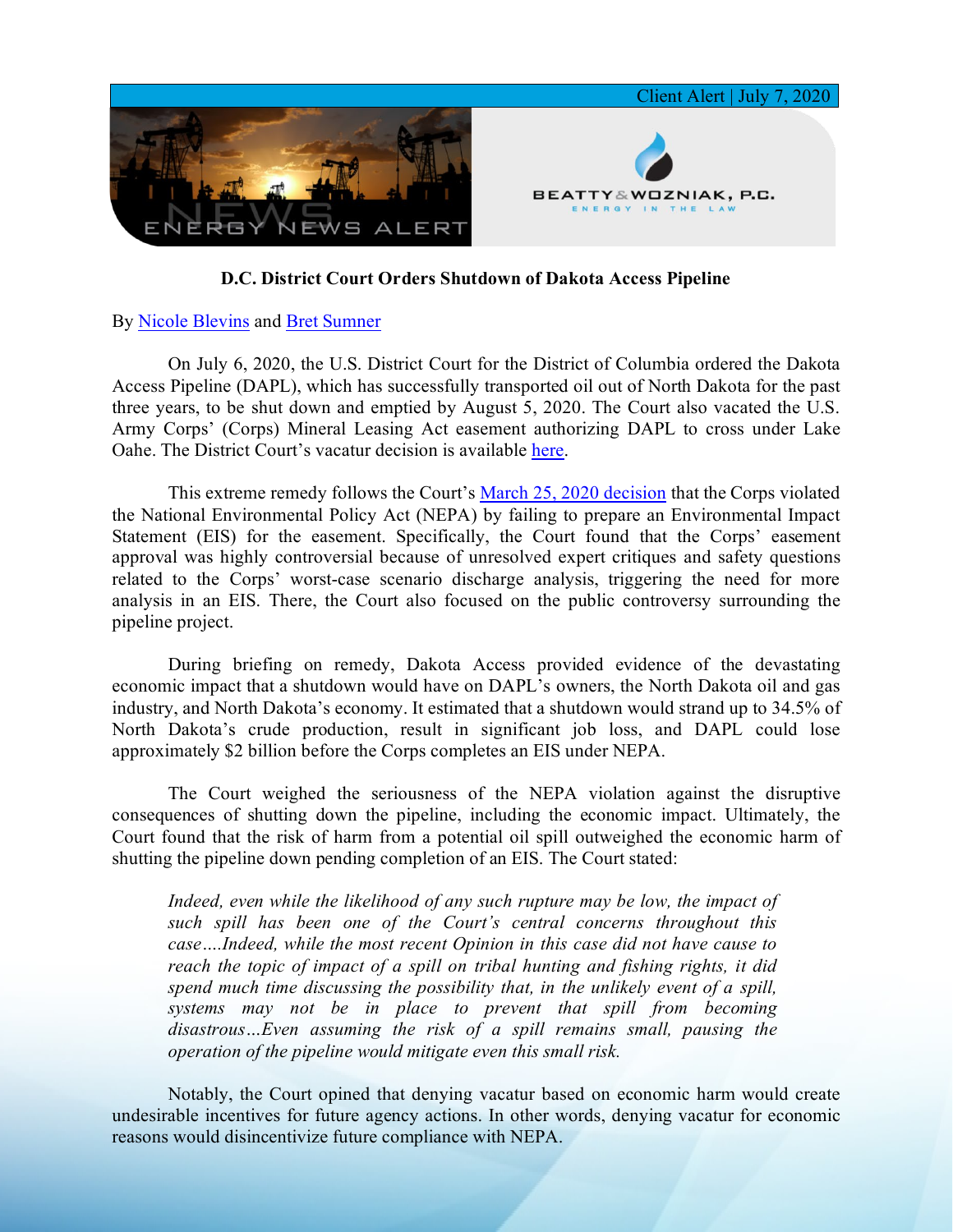Client Alert | July 7, 2020

ENERGY NEWS ALERT

BEATTY & WOZNIAK, P.C.
ENERGY IN THE LAW

**D.C. District Court Orders Shutdown of Dakota Access Pipeline**

By Nicole Blevins and Bret Sumner

On July 6, 2020, the U.S. District Court for the District of Columbia ordered the Dakota Access Pipeline (DAPL), which has successfully transported oil out of North Dakota for the past three years, to be shut down and emptied by August 5, 2020. The Court also vacated the U.S. Army Corps' (Corps) Mineral Leasing Act easement authorizing DAPL to cross under Lake Oahe. The District Court's vacatur decision is available here.

This extreme remedy follows the Court's March 25, 2020 decision that the Corps violated the National Environmental Policy Act (NEPA) by failing to prepare an Environmental Impact Statement (EIS) for the easement. Specifically, the Court found that the Corps' easement approval was highly controversial because of unresolved expert critiques and safety questions related to the Corps' worst-case scenario discharge analysis, triggering the need for more analysis in an EIS. There, the Court also focused on the public controversy surrounding the pipeline project.

During briefing on remedy, Dakota Access provided evidence of the devastating economic impact that a shutdown would have on DAPL's owners, the North Dakota oil and gas industry, and North Dakota's economy. It estimated that a shutdown would strand up to 34.5% of North Dakota's crude production, result in significant job loss, and DAPL could lose approximately $2 billion before the Corps completes an EIS under NEPA.

The Court weighed the seriousness of the NEPA violation against the disruptive consequences of shutting down the pipeline, including the economic impact. Ultimately, the Court found that the risk of harm from a potential oil spill outweighed the economic harm of shutting the pipeline down pending completion of an EIS. The Court stated:

> *Indeed, even while the likelihood of any such rupture may be low, the impact of such spill has been one of the Court's central concerns throughout this case….Indeed, while the most recent Opinion in this case did not have cause to reach the topic of impact of a spill on tribal hunting and fishing rights, it did spend much time discussing the possibility that, in the unlikely event of a spill, systems may not be in place to prevent that spill from becoming disastrous…Even assuming the risk of a spill remains small, pausing the operation of the pipeline would mitigate even this small risk.*

Notably, the Court opined that denying vacatur based on economic harm would create undesirable incentives for future agency actions. In other words, denying vacatur for economic reasons would disincentivize future compliance with NEPA.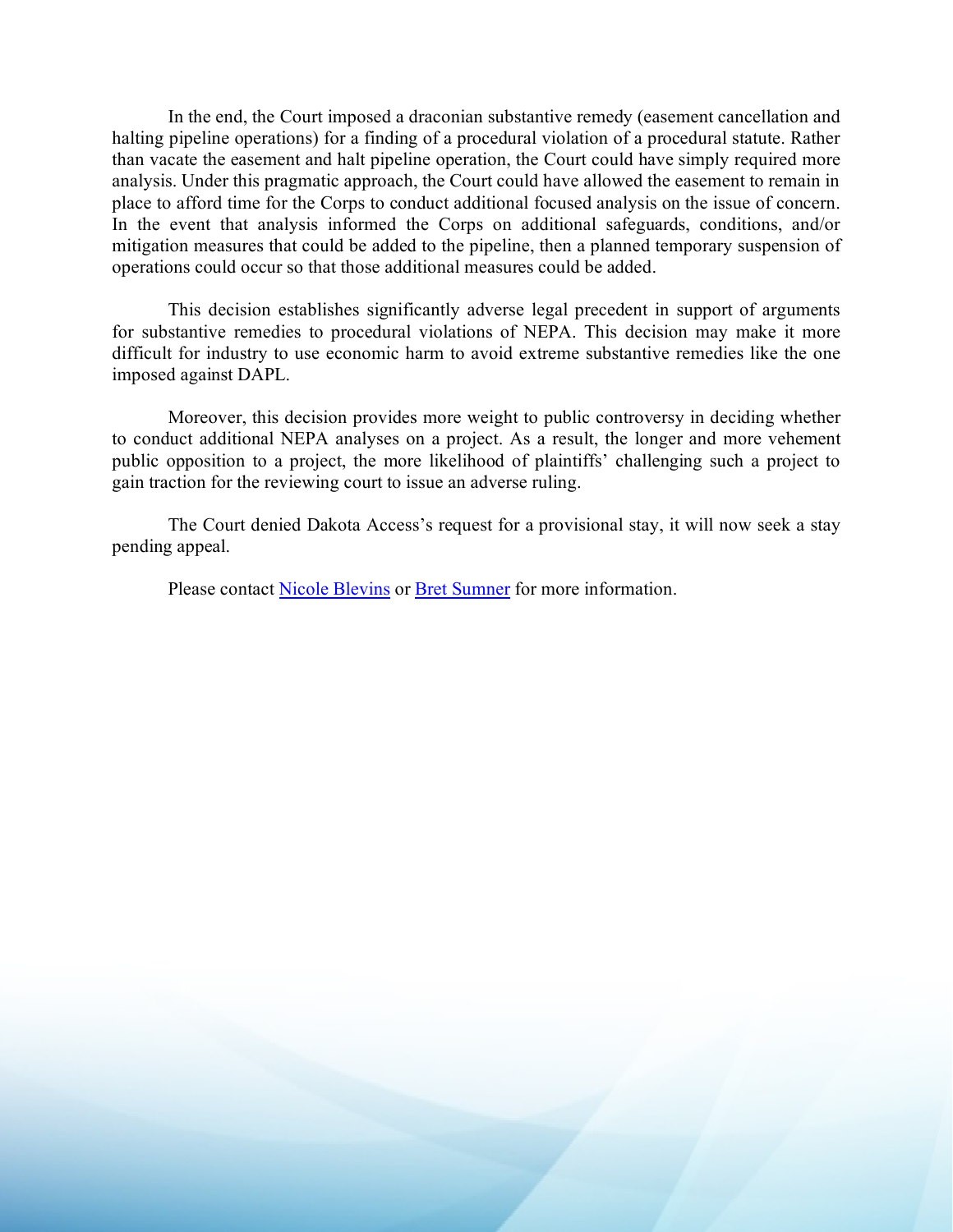In the end, the Court imposed a draconian substantive remedy (easement cancellation and halting pipeline operations) for a finding of a procedural violation of a procedural statute. Rather than vacate the easement and halt pipeline operation, the Court could have simply required more analysis. Under this pragmatic approach, the Court could have allowed the easement to remain in place to afford time for the Corps to conduct additional focused analysis on the issue of concern. In the event that analysis informed the Corps on additional safeguards, conditions, and/or mitigation measures that could be added to the pipeline, then a planned temporary suspension of operations could occur so that those additional measures could be added.

This decision establishes significantly adverse legal precedent in support of arguments for substantive remedies to procedural violations of NEPA. This decision may make it more difficult for industry to use economic harm to avoid extreme substantive remedies like the one imposed against DAPL.

Moreover, this decision provides more weight to public controversy in deciding whether to conduct additional NEPA analyses on a project. As a result, the longer and more vehement public opposition to a project, the more likelihood of plaintiffs' challenging such a project to gain traction for the reviewing court to issue an adverse ruling.

The Court denied Dakota Access's request for a provisional stay, it will now seek a stay pending appeal.

Please contact Nicole Blevins or Bret Sumner for more information.